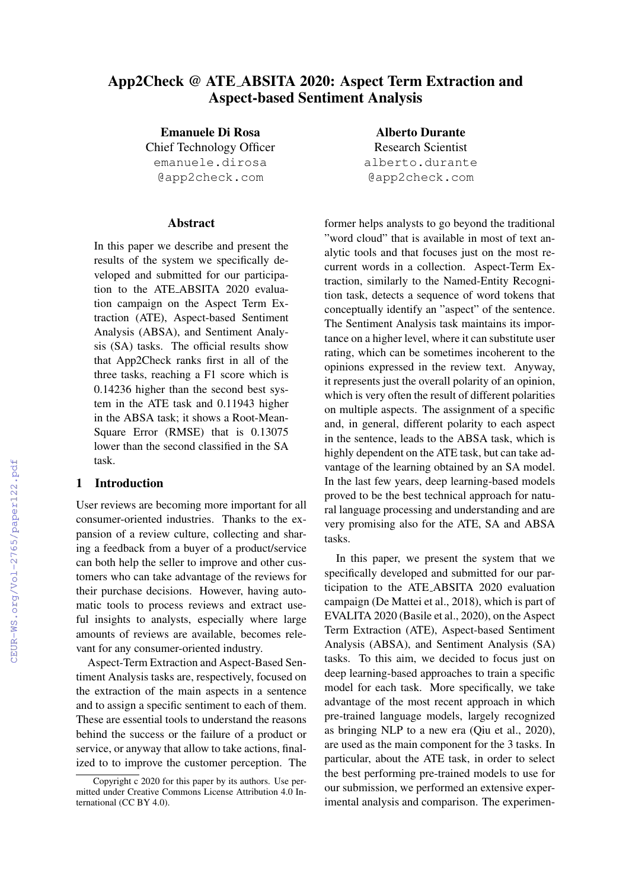# App2Check @ ATE_ABSITA 2020: Aspect Term Extraction and Aspect-based Sentiment Analysis

**Emanuele Di Rosa**
Chief Technology Officer
emanuele.dirosa@app2check.com

**Alberto Durante**
Research Scientist
alberto.durante@app2check.com

## Abstract

In this paper we describe and present the results of the system we specifically developed and submitted for our participation to the ATE_ABSITA 2020 evaluation campaign on the Aspect Term Extraction (ATE), Aspect-based Sentiment Analysis (ABSA), and Sentiment Analysis (SA) tasks. The official results show that App2Check ranks first in all of the three tasks, reaching a F1 score which is 0.14236 higher than the second best system in the ATE task and 0.11943 higher in the ABSA task; it shows a Root-Mean-Square Error (RMSE) that is 0.13075 lower than the second classified in the SA task.

## 1 Introduction

User reviews are becoming more important for all consumer-oriented industries. Thanks to the expansion of a review culture, collecting and sharing a feedback from a buyer of a product/service can both help the seller to improve and other customers who can take advantage of the reviews for their purchase decisions. However, having automatic tools to process reviews and extract useful insights to analysts, especially where large amounts of reviews are available, becomes relevant for any consumer-oriented industry.

Aspect-Term Extraction and Aspect-Based Sentiment Analysis tasks are, respectively, focused on the extraction of the main aspects in a sentence and to assign a specific sentiment to each of them. These are essential tools to understand the reasons behind the success or the failure of a product or service, or anyway that allow to take actions, finalized to to improve the customer perception. The former helps analysts to go beyond the traditional "word cloud" that is available in most of text analytic tools and that focuses just on the most recurrent words in a collection. Aspect-Term Extraction, similarly to the Named-Entity Recognition task, detects a sequence of word tokens that conceptually identify an "aspect" of the sentence. The Sentiment Analysis task maintains its importance on a higher level, where it can substitute user rating, which can be sometimes incoherent to the opinions expressed in the review text. Anyway, it represents just the overall polarity of an opinion, which is very often the result of different polarities on multiple aspects. The assignment of a specific and, in general, different polarity to each aspect in the sentence, leads to the ABSA task, which is highly dependent on the ATE task, but can take advantage of the learning obtained by an SA model. In the last few years, deep learning-based models proved to be the best technical approach for natural language processing and understanding and are very promising also for the ATE, SA and ABSA tasks.

In this paper, we present the system that we specifically developed and submitted for our participation to the ATE_ABSITA 2020 evaluation campaign (De Mattei et al., 2018), which is part of EVALITA 2020 (Basile et al., 2020), on the Aspect Term Extraction (ATE), Aspect-based Sentiment Analysis (ABSA), and Sentiment Analysis (SA) tasks. To this aim, we decided to focus just on deep learning-based approaches to train a specific model for each task. More specifically, we take advantage of the most recent approach in which pre-trained language models, largely recognized as bringing NLP to a new era (Qiu et al., 2020), are used as the main component for the 3 tasks. In particular, about the ATE task, in order to select the best performing pre-trained models to use for our submission, we performed an extensive experimental analysis and comparison. The experimen-

Copyright c 2020 for this paper by its authors. Use permitted under Creative Commons License Attribution 4.0 International (CC BY 4.0).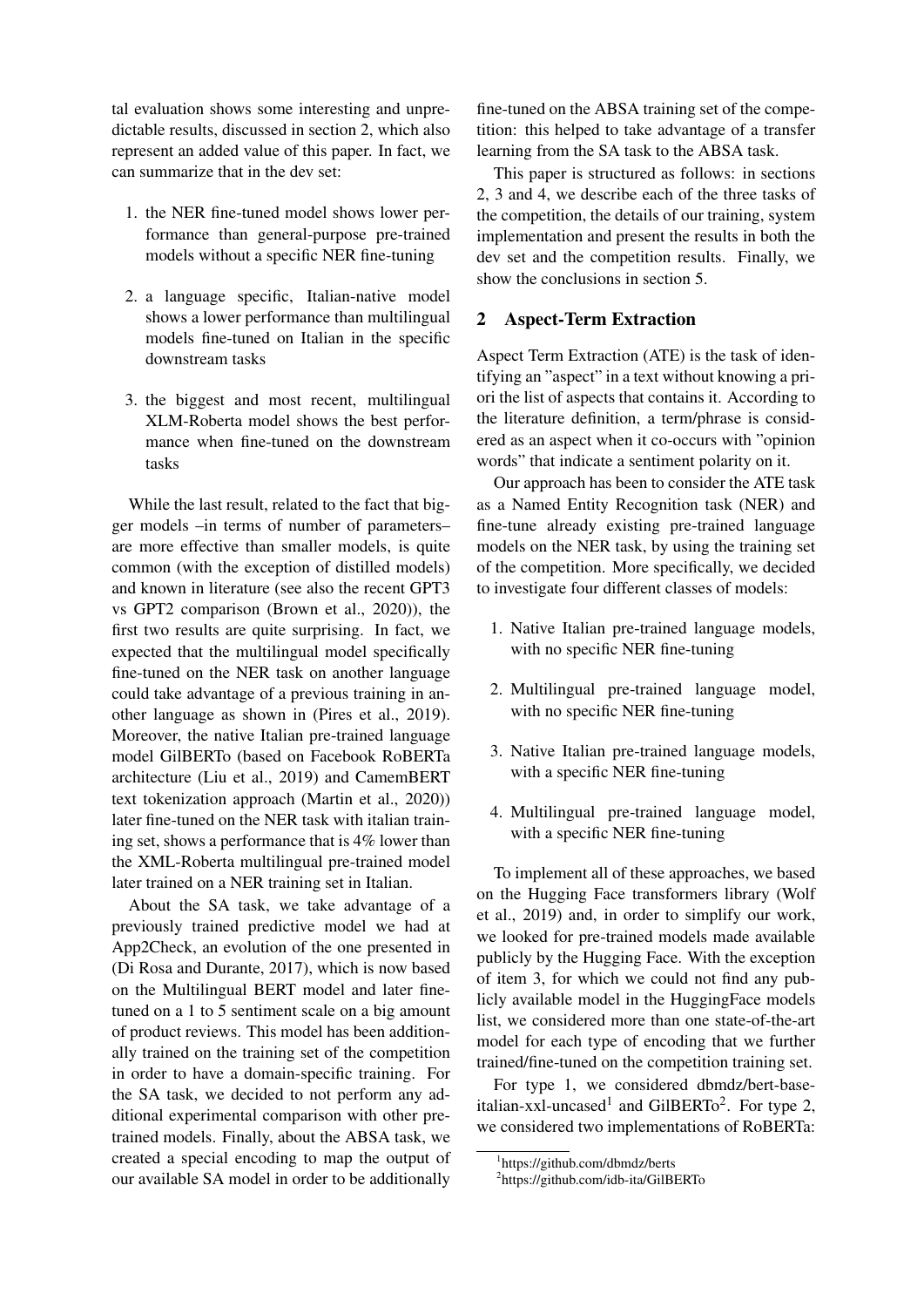tal evaluation shows some interesting and unpredictable results, discussed in section 2, which also represent an added value of this paper. In fact, we can summarize that in the dev set:

1. the NER fine-tuned model shows lower performance than general-purpose pre-trained models without a specific NER fine-tuning
2. a language specific, Italian-native model shows a lower performance than multilingual models fine-tuned on Italian in the specific downstream tasks
3. the biggest and most recent, multilingual XLM-Roberta model shows the best performance when fine-tuned on the downstream tasks

While the last result, related to the fact that bigger models –in terms of number of parameters– are more effective than smaller models, is quite common (with the exception of distilled models) and known in literature (see also the recent GPT3 vs GPT2 comparison (Brown et al., 2020)), the first two results are quite surprising. In fact, we expected that the multilingual model specifically fine-tuned on the NER task on another language could take advantage of a previous training in another language as shown in (Pires et al., 2019). Moreover, the native Italian pre-trained language model GilBERTo (based on Facebook RoBERTa architecture (Liu et al., 2019) and CamemBERT text tokenization approach (Martin et al., 2020)) later fine-tuned on the NER task with italian training set, shows a performance that is 4% lower than the XML-Roberta multilingual pre-trained model later trained on a NER training set in Italian.

About the SA task, we take advantage of a previously trained predictive model we had at App2Check, an evolution of the one presented in (Di Rosa and Durante, 2017), which is now based on the Multilingual BERT model and later fine-tuned on a 1 to 5 sentiment scale on a big amount of product reviews. This model has been additionally trained on the training set of the competition in order to have a domain-specific training. For the SA task, we decided to not perform any additional experimental comparison with other pre-trained models. Finally, about the ABSA task, we created a special encoding to map the output of our available SA model in order to be additionally fine-tuned on the ABSA training set of the competition: this helped to take advantage of a transfer learning from the SA task to the ABSA task.

This paper is structured as follows: in sections 2, 3 and 4, we describe each of the three tasks of the competition, the details of our training, system implementation and present the results in both the dev set and the competition results. Finally, we show the conclusions in section 5.

## 2 Aspect-Term Extraction

Aspect Term Extraction (ATE) is the task of identifying an "aspect" in a text without knowing a priori the list of aspects that contains it. According to the literature definition, a term/phrase is considered as an aspect when it co-occurs with "opinion words" that indicate a sentiment polarity on it.

Our approach has been to consider the ATE task as a Named Entity Recognition task (NER) and fine-tune already existing pre-trained language models on the NER task, by using the training set of the competition. More specifically, we decided to investigate four different classes of models:

1. Native Italian pre-trained language models, with no specific NER fine-tuning
2. Multilingual pre-trained language model, with no specific NER fine-tuning
3. Native Italian pre-trained language models, with a specific NER fine-tuning
4. Multilingual pre-trained language model, with a specific NER fine-tuning

To implement all of these approaches, we based on the Hugging Face transformers library (Wolf et al., 2019) and, in order to simplify our work, we looked for pre-trained models made available publicly by the Hugging Face. With the exception of item 3, for which we could not find any publicly available model in the HuggingFace models list, we considered more than one state-of-the-art model for each type of encoding that we further trained/fine-tuned on the competition training set.

For type 1, we considered dbmdz/bert-base-italian-xxl-uncased[1] and GilBERTo[2]. For type 2, we considered two implementations of RoBERTa:

[1]https://github.com/dbmdz/berts

[2]https://github.com/idb-ita/GilBERTo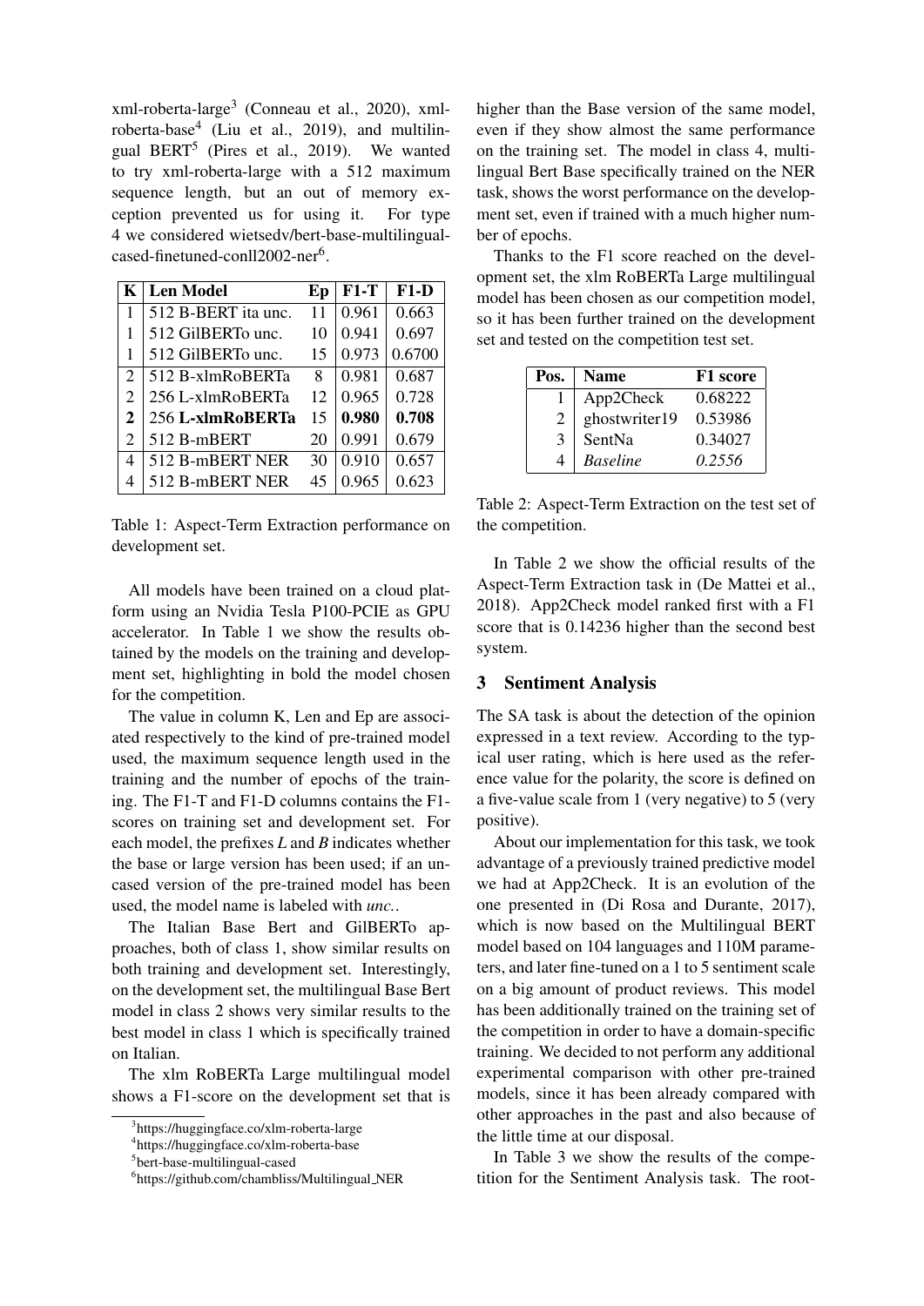xml-roberta-large[3] (Conneau et al., 2020), xml-roberta-base[4] (Liu et al., 2019), and multilingual BERT[5] (Pires et al., 2019). We wanted to try xml-roberta-large with a 512 maximum sequence length, but an out of memory exception prevented us for using it. For type 4 we considered wietsedv/bert-base-multilingual-cased-finetuned-conll2002-ner[6].

| K | Len Model | Ep | F1-T | F1-D |
|---|---|---|---|---|
| 1 | 512 B-BERT ita unc. | 11 | 0.961 | 0.663 |
| 1 | 512 GilBERTo unc. | 10 | 0.941 | 0.697 |
| 1 | 512 GilBERTo unc. | 15 | 0.973 | 0.6700 |
| 2 | 512 B-xlmRoBERTa | 8 | 0.981 | 0.687 |
| 2 | 256 L-xlmRoBERTa | 12 | 0.965 | 0.728 |
| **2** | 256 **L-xlmRoBERTa** | 15 | **0.980** | **0.708** |
| 2 | 512 B-mBERT | 20 | 0.991 | 0.679 |
| 4 | 512 B-mBERT NER | 30 | 0.910 | 0.657 |
| 4 | 512 B-mBERT NER | 45 | 0.965 | 0.623 |

Table 1: Aspect-Term Extraction performance on development set.

All models have been trained on a cloud platform using an Nvidia Tesla P100-PCIE as GPU accelerator. In Table 1 we show the results obtained by the models on the training and development set, highlighting in bold the model chosen for the competition.

The value in column K, Len and Ep are associated respectively to the kind of pre-trained model used, the maximum sequence length used in the training and the number of epochs of the training. The F1-T and F1-D columns contains the F1-scores on training set and development set. For each model, the prefixes *L* and *B* indicates whether the base or large version has been used; if an uncased version of the pre-trained model has been used, the model name is labeled with *unc.*.

The Italian Base Bert and GilBERTo approaches, both of class 1, show similar results on both training and development set. Interestingly, on the development set, the multilingual Base Bert model in class 2 shows very similar results to the best model in class 1 which is specifically trained on Italian.

The xlm RoBERTa Large multilingual model shows a F1-score on the development set that is higher than the Base version of the same model, even if they show almost the same performance on the training set. The model in class 4, multilingual Bert Base specifically trained on the NER task, shows the worst performance on the development set, even if trained with a much higher number of epochs.

Thanks to the F1 score reached on the development set, the xlm RoBERTa Large multilingual model has been chosen as our competition model, so it has been further trained on the development set and tested on the competition test set.

| Pos. | Name | F1 score |
|---|---|---|
| 1 | App2Check | 0.68222 |
| 2 | ghostwriter19 | 0.53986 |
| 3 | SentNa | 0.34027 |
| 4 | *Baseline* | *0.2556* |

Table 2: Aspect-Term Extraction on the test set of the competition.

In Table 2 we show the official results of the Aspect-Term Extraction task in (De Mattei et al., 2018). App2Check model ranked first with a F1 score that is 0.14236 higher than the second best system.

## 3 Sentiment Analysis

The SA task is about the detection of the opinion expressed in a text review. According to the typical user rating, which is here used as the reference value for the polarity, the score is defined on a five-value scale from 1 (very negative) to 5 (very positive).

About our implementation for this task, we took advantage of a previously trained predictive model we had at App2Check. It is an evolution of the one presented in (Di Rosa and Durante, 2017), which is now based on the Multilingual BERT model based on 104 languages and 110M parameters, and later fine-tuned on a 1 to 5 sentiment scale on a big amount of product reviews. This model has been additionally trained on the training set of the competition in order to have a domain-specific training. We decided to not perform any additional experimental comparison with other pre-trained models, since it has been already compared with other approaches in the past and also because of the little time at our disposal.

In Table 3 we show the results of the competition for the Sentiment Analysis task. The root-

[3]https://huggingface.co/xlm-roberta-large

[4]https://huggingface.co/xlm-roberta-base

[5]bert-base-multilingual-cased

[6]https://github.com/chambliss/Multilingual_NER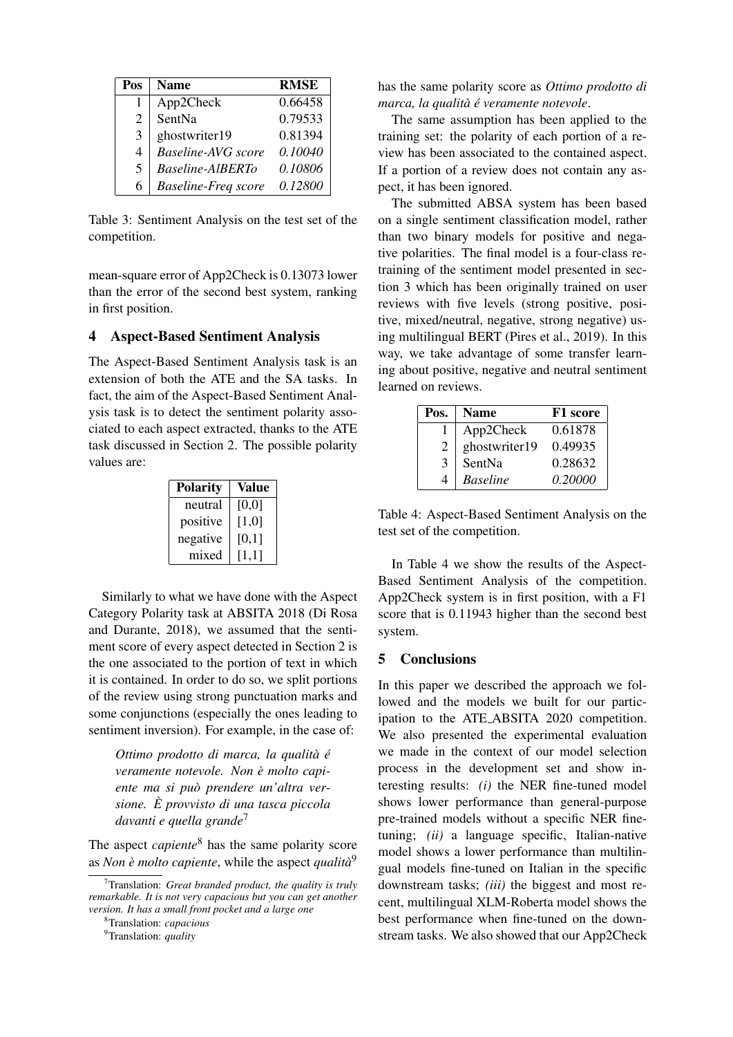| Pos | Name | RMSE |
|---|---|---|
| 1 | App2Check | 0.66458 |
| 2 | SentNa | 0.79533 |
| 3 | ghostwriter19 | 0.81394 |
| 4 | *Baseline-AVG score* | *0.10040* |
| 5 | *Baseline-AlBERTo* | *0.10806* |
| 6 | *Baseline-Freq score* | *0.12800* |

Table 3: Sentiment Analysis on the test set of the competition.

mean-square error of App2Check is 0.13073 lower than the error of the second best system, ranking in first position.

## 4 Aspect-Based Sentiment Analysis

The Aspect-Based Sentiment Analysis task is an extension of both the ATE and the SA tasks. In fact, the aim of the Aspect-Based Sentiment Analysis task is to detect the sentiment polarity associated to each aspect extracted, thanks to the ATE task discussed in Section 2. The possible polarity values are:

| Polarity | Value |
|---|---|
| neutral | [0,0] |
| positive | [1,0] |
| negative | [0,1] |
| mixed | [1,1] |

Similarly to what we have done with the Aspect Category Polarity task at ABSITA 2018 (Di Rosa and Durante, 2018), we assumed that the sentiment score of every aspect detected in Section 2 is the one associated to the portion of text in which it is contained. In order to do so, we split portions of the review using strong punctuation marks and some conjunctions (especially the ones leading to sentiment inversion). For example, in the case of:

> *Ottimo prodotto di marca, la qualità é veramente notevole. Non è molto capiente ma si può prendere un'altra versione. È provvisto di una tasca piccola davanti e quella grande*[7]

The aspect *capiente*[8] has the same polarity score as *Non è molto capiente*, while the aspect *qualità*[9] has the same polarity score as *Ottimo prodotto di marca, la qualità é veramente notevole*.

The same assumption has been applied to the training set: the polarity of each portion of a review has been associated to the contained aspect. If a portion of a review does not contain any aspect, it has been ignored.

The submitted ABSA system has been based on a single sentiment classification model, rather than two binary models for positive and negative polarities. The final model is a four-class retraining of the sentiment model presented in section 3 which has been originally trained on user reviews with five levels (strong positive, positive, mixed/neutral, negative, strong negative) using multilingual BERT (Pires et al., 2019). In this way, we take advantage of some transfer learning about positive, negative and neutral sentiment learned on reviews.

| Pos. | Name | F1 score |
|---|---|---|
| 1 | App2Check | 0.61878 |
| 2 | ghostwriter19 | 0.49935 |
| 3 | SentNa | 0.28632 |
| 4 | *Baseline* | *0.20000* |

Table 4: Aspect-Based Sentiment Analysis on the test set of the competition.

In Table 4 we show the results of the Aspect-Based Sentiment Analysis of the competition. App2Check system is in first position, with a F1 score that is 0.11943 higher than the second best system.

## 5 Conclusions

In this paper we described the approach we followed and the models we built for our participation to the ATE_ABSITA 2020 competition. We also presented the experimental evaluation we made in the context of our model selection process in the development set and show interesting results: *(i)* the NER fine-tuned model shows lower performance than general-purpose pre-trained models without a specific NER fine-tuning; *(ii)* a language specific, Italian-native model shows a lower performance than multilingual models fine-tuned on Italian in the specific downstream tasks; *(iii)* the biggest and most recent, multilingual XLM-Roberta model shows the best performance when fine-tuned on the downstream tasks. We also showed that our App2Check

[7] Translation: *Great branded product, the quality is truly remarkable. It is not very capacious but you can get another version. It has a small front pocket and a large one*

[8] Translation: *capacious*

[9] Translation: *quality*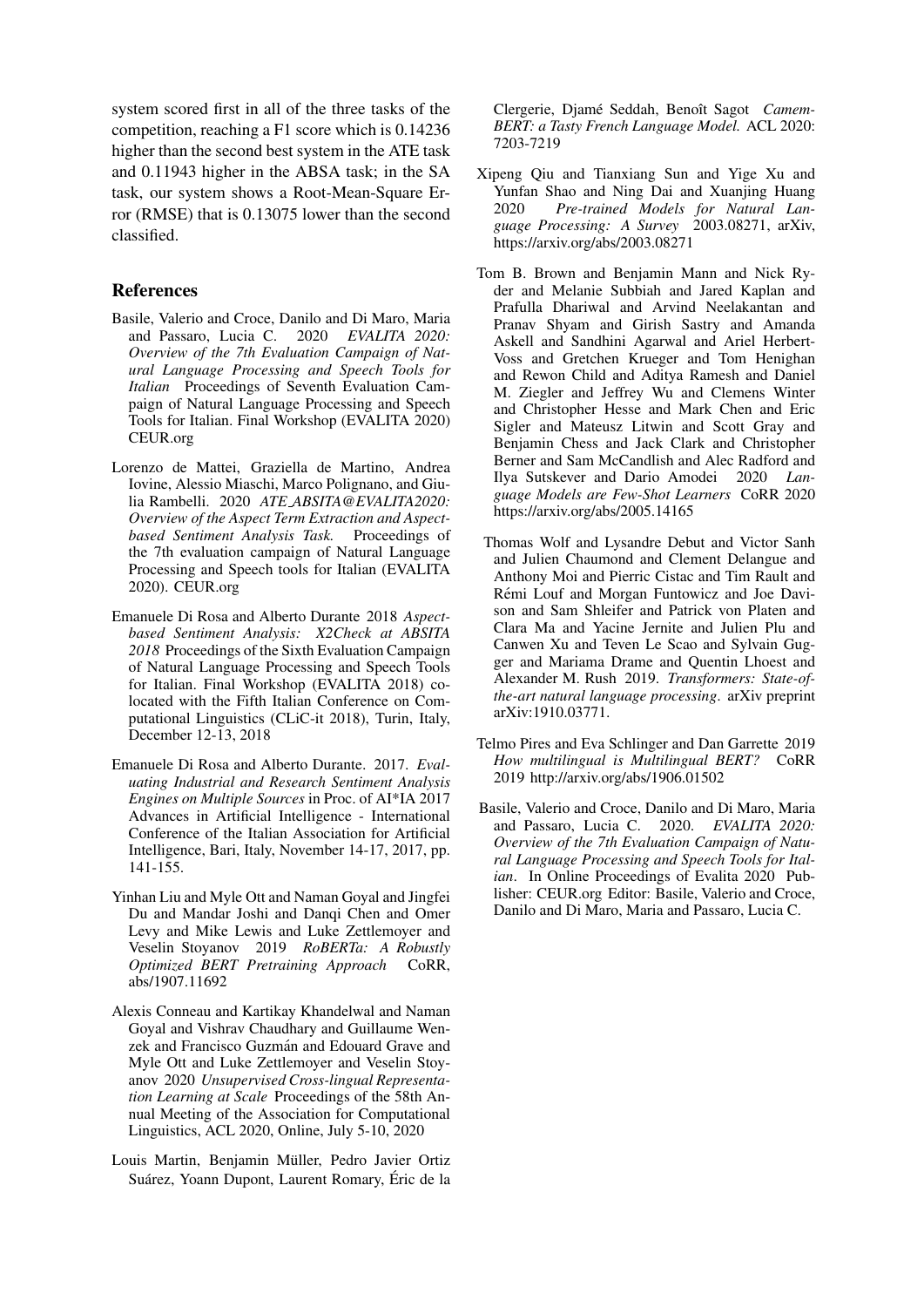system scored first in all of the three tasks of the competition, reaching a F1 score which is 0.14236 higher than the second best system in the ATE task and 0.11943 higher in the ABSA task; in the SA task, our system shows a Root-Mean-Square Error (RMSE) that is 0.13075 lower than the second classified.

## References

Basile, Valerio and Croce, Danilo and Di Maro, Maria and Passaro, Lucia C. 2020 *EVALITA 2020: Overview of the 7th Evaluation Campaign of Natural Language Processing and Speech Tools for Italian* Proceedings of Seventh Evaluation Campaign of Natural Language Processing and Speech Tools for Italian. Final Workshop (EVALITA 2020) CEUR.org

Lorenzo de Mattei, Graziella de Martino, Andrea Iovine, Alessio Miaschi, Marco Polignano, and Giulia Rambelli. 2020 *ATE_ABSITA@EVALITA2020: Overview of the Aspect Term Extraction and Aspect-based Sentiment Analysis Task.* Proceedings of the 7th evaluation campaign of Natural Language Processing and Speech tools for Italian (EVALITA 2020). CEUR.org

Emanuele Di Rosa and Alberto Durante 2018 *Aspect-based Sentiment Analysis: X2Check at ABSITA 2018* Proceedings of the Sixth Evaluation Campaign of Natural Language Processing and Speech Tools for Italian. Final Workshop (EVALITA 2018) co-located with the Fifth Italian Conference on Computational Linguistics (CLiC-it 2018), Turin, Italy, December 12-13, 2018

Emanuele Di Rosa and Alberto Durante. 2017. *Evaluating Industrial and Research Sentiment Analysis Engines on Multiple Sources* in Proc. of AI*IA 2017 Advances in Artificial Intelligence - International Conference of the Italian Association for Artificial Intelligence, Bari, Italy, November 14-17, 2017, pp. 141-155.

Yinhan Liu and Myle Ott and Naman Goyal and Jingfei Du and Mandar Joshi and Danqi Chen and Omer Levy and Mike Lewis and Luke Zettlemoyer and Veselin Stoyanov 2019 *RoBERTa: A Robustly Optimized BERT Pretraining Approach* CoRR, abs/1907.11692

Alexis Conneau and Kartikay Khandelwal and Naman Goyal and Vishrav Chaudhary and Guillaume Wenzek and Francisco Guzmán and Edouard Grave and Myle Ott and Luke Zettlemoyer and Veselin Stoyanov 2020 *Unsupervised Cross-lingual Representation Learning at Scale* Proceedings of the 58th Annual Meeting of the Association for Computational Linguistics, ACL 2020, Online, July 5-10, 2020

Louis Martin, Benjamin Müller, Pedro Javier Ortiz Suárez, Yoann Dupont, Laurent Romary, Éric de la Clergerie, Djamé Seddah, Benoît Sagot *CamemBERT: a Tasty French Language Model.* ACL 2020: 7203-7219

Xipeng Qiu and Tianxiang Sun and Yige Xu and Yunfan Shao and Ning Dai and Xuanjing Huang 2020 *Pre-trained Models for Natural Language Processing: A Survey* 2003.08271, arXiv, https://arxiv.org/abs/2003.08271

Tom B. Brown and Benjamin Mann and Nick Ryder and Melanie Subbiah and Jared Kaplan and Prafulla Dhariwal and Arvind Neelakantan and Pranav Shyam and Girish Sastry and Amanda Askell and Sandhini Agarwal and Ariel Herbert-Voss and Gretchen Krueger and Tom Henighan and Rewon Child and Aditya Ramesh and Daniel M. Ziegler and Jeffrey Wu and Clemens Winter and Christopher Hesse and Mark Chen and Eric Sigler and Mateusz Litwin and Scott Gray and Benjamin Chess and Jack Clark and Christopher Berner and Sam McCandlish and Alec Radford and Ilya Sutskever and Dario Amodei 2020 *Language Models are Few-Shot Learners* CoRR 2020 https://arxiv.org/abs/2005.14165

Thomas Wolf and Lysandre Debut and Victor Sanh and Julien Chaumond and Clement Delangue and Anthony Moi and Pierric Cistac and Tim Rault and Rémi Louf and Morgan Funtowicz and Joe Davison and Sam Shleifer and Patrick von Platen and Clara Ma and Yacine Jernite and Julien Plu and Canwen Xu and Teven Le Scao and Sylvain Gugger and Mariama Drame and Quentin Lhoest and Alexander M. Rush 2019. *Transformers: State-of-the-art natural language processing*. arXiv preprint arXiv:1910.03771.

Telmo Pires and Eva Schlinger and Dan Garrette 2019 *How multilingual is Multilingual BERT?* CoRR 2019 http://arxiv.org/abs/1906.01502

Basile, Valerio and Croce, Danilo and Di Maro, Maria and Passaro, Lucia C. 2020. *EVALITA 2020: Overview of the 7th Evaluation Campaign of Natural Language Processing and Speech Tools for Italian*. In Online Proceedings of Evalita 2020 Publisher: CEUR.org Editor: Basile, Valerio and Croce, Danilo and Di Maro, Maria and Passaro, Lucia C.